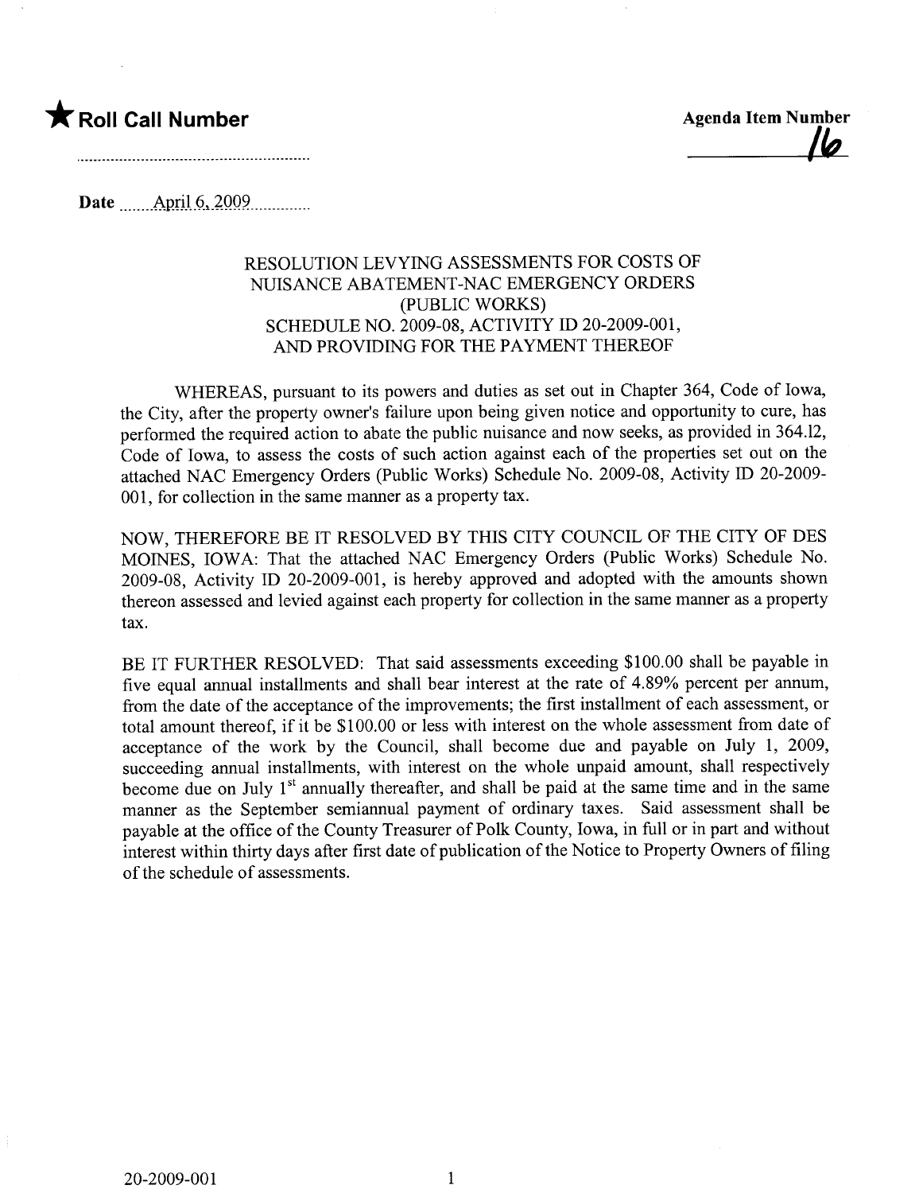★ **Roll Call Number**

..........................................................

**Agenda Item Number**

16

**Date** April 6, 2009

RESOLUTION LEVYING ASSESSMENTS FOR COSTS OF NUISANCE ABATEMENT-NAC EMERGENCY ORDERS (PUBLIC WORKS) SCHEDULE NO. 2009-08, ACTIVITY ID 20-2009-001, AND PROVIDING FOR THE PAYMENT THEREOF

WHEREAS, pursuant to its powers and duties as set out in Chapter 364, Code of Iowa, the City, after the property owner's failure upon being given notice and opportunity to cure, has performed the required action to abate the public nuisance and now seeks, as provided in 364.12, Code of Iowa, to assess the costs of such action against each of the properties set out on the attached NAC Emergency Orders (Public Works) Schedule No. 2009-08, Activity ID 20-2009-001, for collection in the same manner as a property tax.

NOW, THEREFORE BE IT RESOLVED BY THIS CITY COUNCIL OF THE CITY OF DES MOINES, IOWA: That the attached NAC Emergency Orders (Public Works) Schedule No. 2009-08, Activity ID 20-2009-001, is hereby approved and adopted with the amounts shown thereon assessed and levied against each property for collection in the same manner as a property tax.

BE IT FURTHER RESOLVED: That said assessments exceeding $100.00 shall be payable in five equal annual installments and shall bear interest at the rate of 4.89% percent per annum, from the date of the acceptance of the improvements; the first installment of each assessment, or total amount thereof, if it be $100.00 or less with interest on the whole assessment from date of acceptance of the work by the Council, shall become due and payable on July 1, 2009, succeeding annual installments, with interest on the whole unpaid amount, shall respectively become due on July 1st annually thereafter, and shall be paid at the same time and in the same manner as the September semiannual payment of ordinary taxes. Said assessment shall be payable at the office of the County Treasurer of Polk County, Iowa, in full or in part and without interest within thirty days after first date of publication of the Notice to Property Owners of filing of the schedule of assessments.

20-2009-001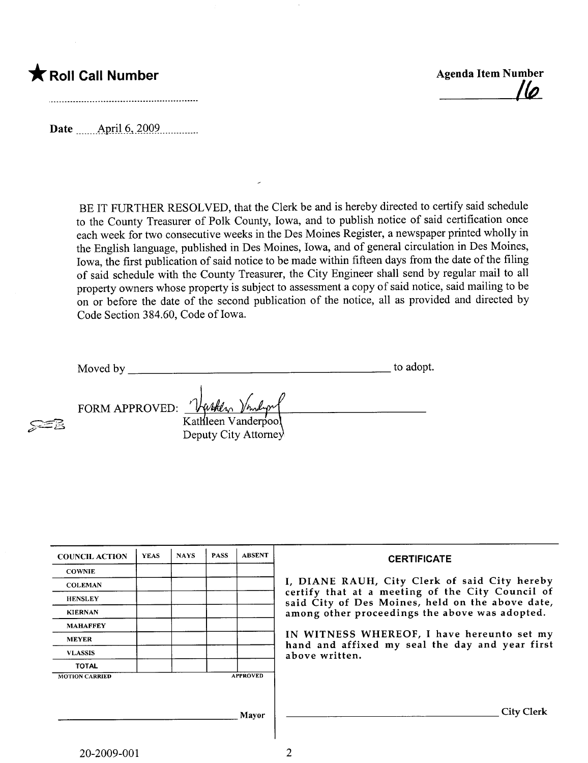★ **Roll Call Number**

..........................................................

**Agenda Item Number**

16

**Date** April 6, 2009

BE IT FURTHER RESOLVED, that the Clerk be and is hereby directed to certify said schedule to the County Treasurer of Polk County, Iowa, and to publish notice of said certification once each week for two consecutive weeks in the Des Moines Register, a newspaper printed wholly in the English language, published in Des Moines, Iowa, and of general circulation in Des Moines, Iowa, the first publication of said notice to be made within fifteen days from the date of the filing of said schedule with the County Treasurer, the City Engineer shall send by regular mail to all property owners whose property is subject to assessment a copy of said notice, said mailing to be on or before the date of the second publication of the notice, all as provided and directed by Code Section 384.60, Code of Iowa.

Moved by ____________________________________________ to adopt.

FORM APPROVED: Kathleen Vanderpool

Kathleen Vanderpool
Deputy City Attorney

SEB

| COUNCIL ACTION | YEAS | NAYS | PASS | ABSENT |
|---|---|---|---|---|
| COWNIE | | | | |
| COLEMAN | | | | |
| HENSLEY | | | | |
| KIERNAN | | | | |
| MAHAFFEY | | | | |
| MEYER | | | | |
| VLASSIS | | | | |
| TOTAL | | | | |
| MOTION CARRIED | | | | APPROVED |

______________________________ Mayor

**CERTIFICATE**

I, DIANE RAUH, City Clerk of said City hereby certify that at a meeting of the City Council of said City of Des Moines, held on the above date, among other proceedings the above was adopted.

IN WITNESS WHEREOF, I have hereunto set my hand and affixed my seal the day and year first above written.

______________________________ City Clerk

20-2009-001